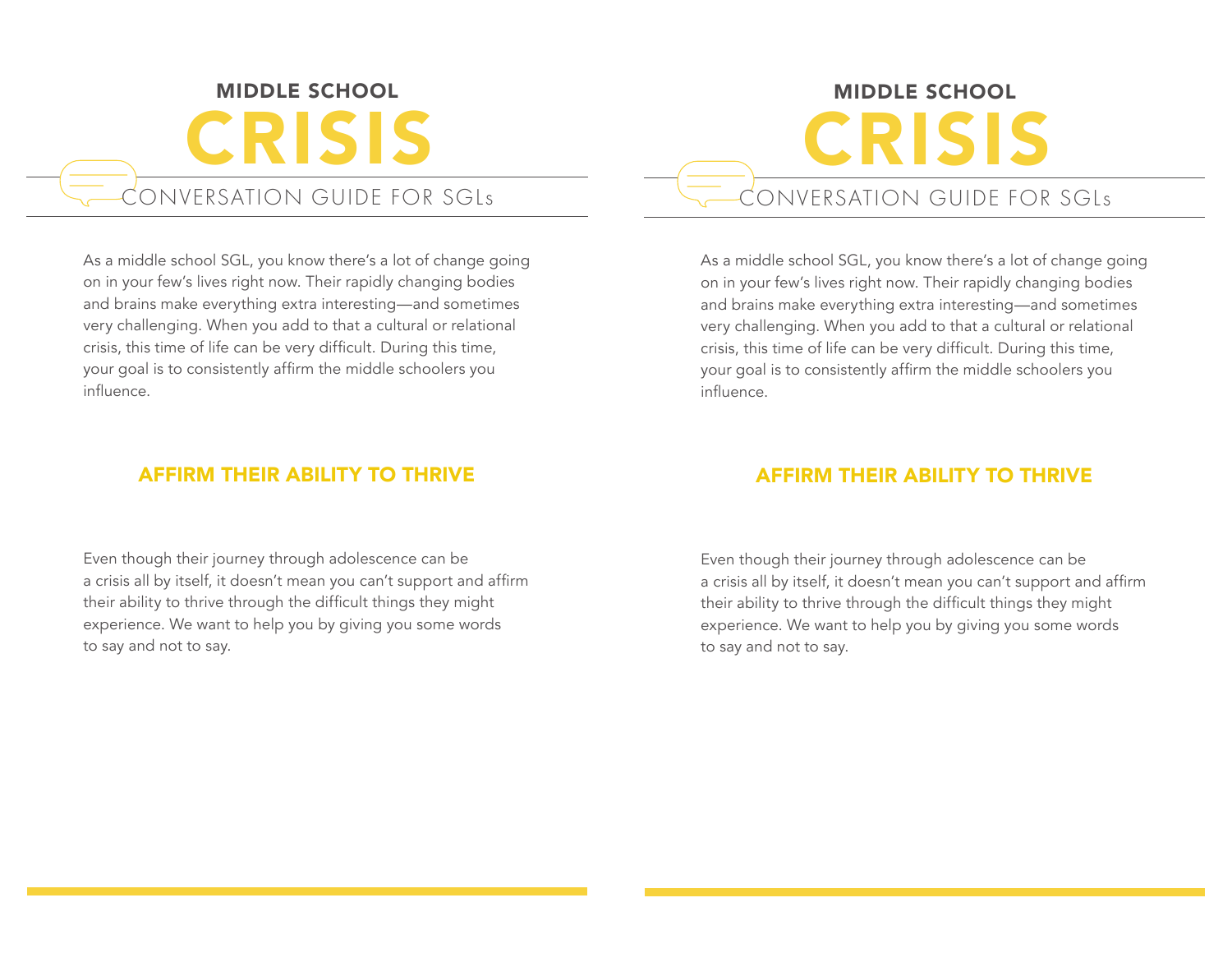## MIDDLE SCHOOL

# CRISIS

### CONVERSATION GUIDE FOR SGLs

As a middle school SGL, you know there's a lot of change going on in your few's lives right now. Their rapidly changing bodies and brains make everything extra interesting—and sometimes very challenging. When you add to that a cultural or relational crisis, this time of life can be very difficult. During this time, your goal is to consistently affirm the middle schoolers you influence.

## AFFIRM THEIR ABILITY TO THRIVE

Even though their journey through adolescence can be a crisis all by itself, it doesn't mean you can't support and affirm their ability to thrive through the difficult things they might experience. We want to help you by giving you some words to say and not to say.

## MIDDLE SCHOOL

# CRISIS

### CONVERSATION GUIDE FOR SGLs

As a middle school SGL, you know there's a lot of change going on in your few's lives right now. Their rapidly changing bodies and brains make everything extra interesting—and sometimes very challenging. When you add to that a cultural or relational crisis, this time of life can be very difficult. During this time, your goal is to consistently affirm the middle schoolers you influence.

## AFFIRM THEIR ABILITY TO THRIVE

Even though their journey through adolescence can be a crisis all by itself, it doesn't mean you can't support and affirm their ability to thrive through the difficult things they might experience. We want to help you by giving you some words to say and not to say.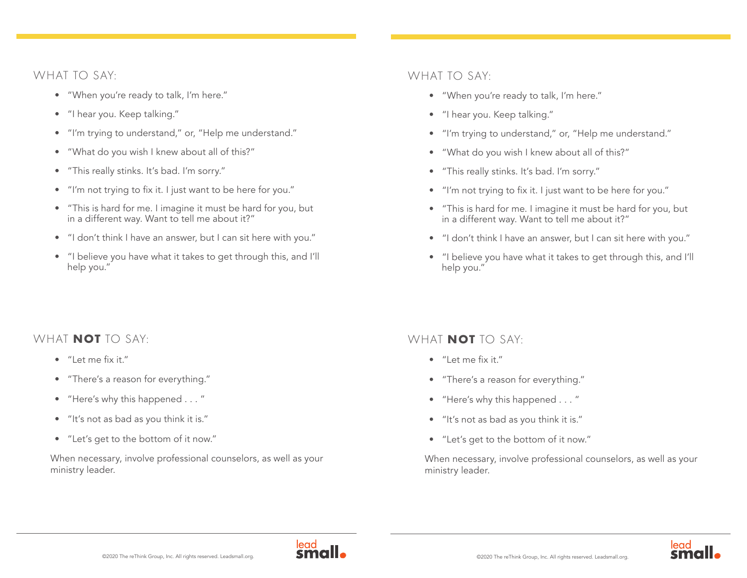## WHAT TO SAY:

- "When you're ready to talk, I'm here."
- "I hear you. Keep talking."
- "I'm trying to understand," or, "Help me understand."
- "What do you wish I knew about all of this?"
- "This really stinks. It's bad. I'm sorry."
- "I'm not trying to fix it. I just want to be here for you."
- "This is hard for me. I imagine it must be hard for you, but in a different way. Want to tell me about it?"
- "I don't think I have an answer, but I can sit here with you."
- "I believe you have what it takes to get through this, and I'll help you."

## WHAT **NOT** TO SAY:

- "Let me fix it."
- "There's a reason for everything."
- "Here's why this happened . . . "
- "It's not as bad as you think it is."
- "Let's get to the bottom of it now."

When necessary, involve professional counselors, as well as your ministry leader.

## WHAT TO SAY:

- "When you're ready to talk, I'm here."
- "I hear you. Keep talking."
- "I'm trying to understand," or, "Help me understand."
- "What do you wish I knew about all of this?"
- "This really stinks. It's bad. I'm sorry."
- "I'm not trying to fix it. I just want to be here for you."
- "This is hard for me. I imagine it must be hard for you, but in a different way. Want to tell me about it?"
- "I don't think I have an answer, but I can sit here with you."
- "I believe you have what it takes to get through this, and I'll help you."

## WHAT **NOT** TO SAY:

- "Let me fix it."
- "There's a reason for everything."
- "Here's why this happened . . . "
- "It's not as bad as you think it is."
- "Let's get to the bottom of it now."

When necessary, involve professional counselors, as well as your ministry leader.